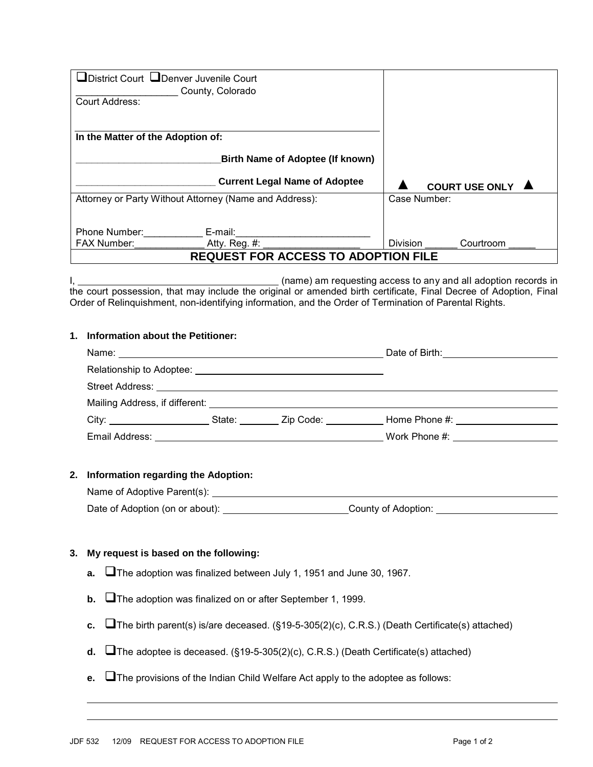| | |
|---|---|
| ❑District Court ❑Denver Juvenile Court<br>___________________ County, Colorado<br>Court Address:<br><br>**In the Matter of the Adoption of:**<br><br>___________________________**Birth Name of Adoptee (If known)**<br><br>__________________________ **Current Legal Name of Adoptee** | <br><br><br><br><br><br><br>▲ **COURT USE ONLY** ▲ |
| Attorney or Party Without Attorney (Name and Address):<br><br>Phone Number:___________ E-mail:_________________________<br>FAX Number:_____________ Atty. Reg. #: __________________ | Case Number:<br><br><br>Division ______ Courtroom _____ |
| **REQUEST FOR ACCESS TO ADOPTION FILE** | |

I, ____________________________________ (name) am requesting access to any and all adoption records in the court possession, that may include the original or amended birth certificate, Final Decree of Adoption, Final Order of Relinquishment, non-identifying information, and the Order of Termination of Parental Rights.

1. **Information about the Petitioner:**

   Name: ____________________________________________ Date of Birth: ____________________

   Relationship to Adoptee: ____________________________________

   Street Address: ______________________________________________________________________

   Mailing Address, if different: _________________________________________________________

   City: ___________________ State: ________ Zip Code: ___________ Home Phone #: ___________________

   Email Address: ________________________________________ Work Phone #: ___________________

2. **Information regarding the Adoption:**

   Name of Adoptive Parent(s): ___________________________________________________________

   Date of Adoption (on or about): _______________________ County of Adoption: ______________________

3. **My request is based on the following:**

   **a.** ❑The adoption was finalized between July 1, 1951 and June 30, 1967.

   **b.** ❑The adoption was finalized on or after September 1, 1999.

   **c.** ❑The birth parent(s) is/are deceased. (§19-5-305(2)(c), C.R.S.) (Death Certificate(s) attached)

   **d.** ❑The adoptee is deceased. (§19-5-305(2)(c), C.R.S.) (Death Certificate(s) attached)

   **e.** ❑The provisions of the Indian Child Welfare Act apply to the adoptee as follows:

   ______________________________________________________________________________

   ______________________________________________________________________________

JDF 532 12/09 REQUEST FOR ACCESS TO ADOPTION FILE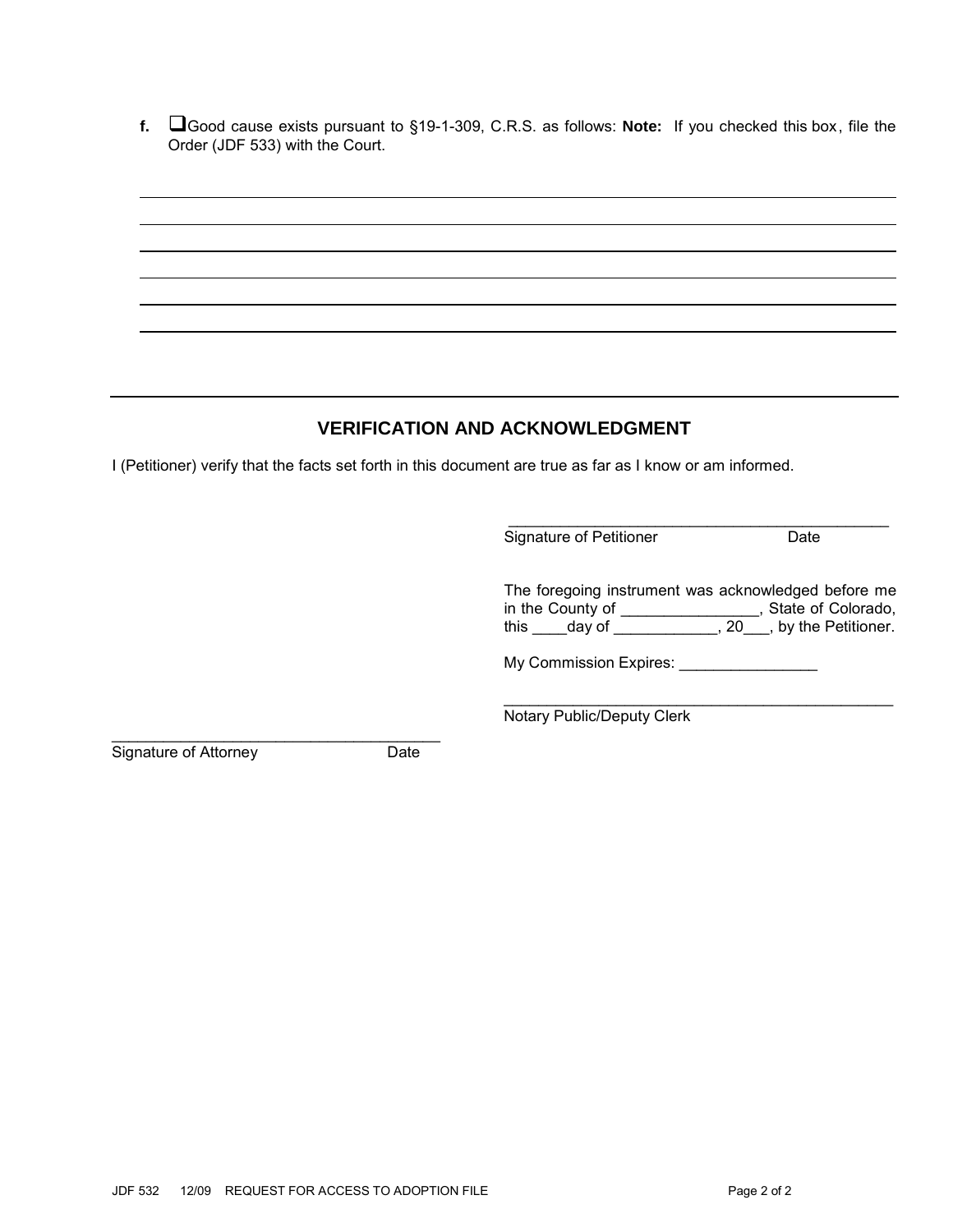f. ☐ Good cause exists pursuant to §19-1-309, C.R.S. as follows: **Note:** If you checked this box, file the Order (JDF 533) with the Court.

\_\_\_\_\_\_\_\_\_\_\_\_\_\_\_\_\_\_\_\_\_\_\_\_\_\_\_\_\_\_\_\_\_\_\_\_\_\_\_\_\_\_\_\_\_\_\_\_\_\_\_\_\_\_\_\_\_\_\_\_

\_\_\_\_\_\_\_\_\_\_\_\_\_\_\_\_\_\_\_\_\_\_\_\_\_\_\_\_\_\_\_\_\_\_\_\_\_\_\_\_\_\_\_\_\_\_\_\_\_\_\_\_\_\_\_\_\_\_\_\_

\_\_\_\_\_\_\_\_\_\_\_\_\_\_\_\_\_\_\_\_\_\_\_\_\_\_\_\_\_\_\_\_\_\_\_\_\_\_\_\_\_\_\_\_\_\_\_\_\_\_\_\_\_\_\_\_\_\_\_\_

\_\_\_\_\_\_\_\_\_\_\_\_\_\_\_\_\_\_\_\_\_\_\_\_\_\_\_\_\_\_\_\_\_\_\_\_\_\_\_\_\_\_\_\_\_\_\_\_\_\_\_\_\_\_\_\_\_\_\_\_

\_\_\_\_\_\_\_\_\_\_\_\_\_\_\_\_\_\_\_\_\_\_\_\_\_\_\_\_\_\_\_\_\_\_\_\_\_\_\_\_\_\_\_\_\_\_\_\_\_\_\_\_\_\_\_\_\_\_\_\_

\_\_\_\_\_\_\_\_\_\_\_\_\_\_\_\_\_\_\_\_\_\_\_\_\_\_\_\_\_\_\_\_\_\_\_\_\_\_\_\_\_\_\_\_\_\_\_\_\_\_\_\_\_\_\_\_\_\_\_\_

---

## VERIFICATION AND ACKNOWLEDGMENT

I (Petitioner) verify that the facts set forth in this document are true as far as I know or am informed.

\_\_\_\_\_\_\_\_\_\_\_\_\_\_\_\_\_\_\_\_\_\_\_\_\_\_\_\_\_\_\_\_\_\_\_\_\_\_\_\_\_\_\_\_
Signature of Petitioner Date

The foregoing instrument was acknowledged before me in the County of \_\_\_\_\_\_\_\_\_\_\_\_\_\_\_\_, State of Colorado, this \_\_\_\_day of \_\_\_\_\_\_\_\_\_\_\_\_, 20\_\_\_, by the Petitioner.

My Commission Expires: \_\_\_\_\_\_\_\_\_\_\_\_\_\_\_\_

\_\_\_\_\_\_\_\_\_\_\_\_\_\_\_\_\_\_\_\_\_\_\_\_\_\_\_\_\_\_\_\_\_\_\_\_\_\_\_\_\_\_\_\_
Notary Public/Deputy Clerk

\_\_\_\_\_\_\_\_\_\_\_\_\_\_\_\_\_\_\_\_\_\_\_\_\_\_\_\_\_\_\_\_\_\_\_\_\_\_\_\_
Signature of Attorney Date

JDF 532 12/09 REQUEST FOR ACCESS TO ADOPTION FILE